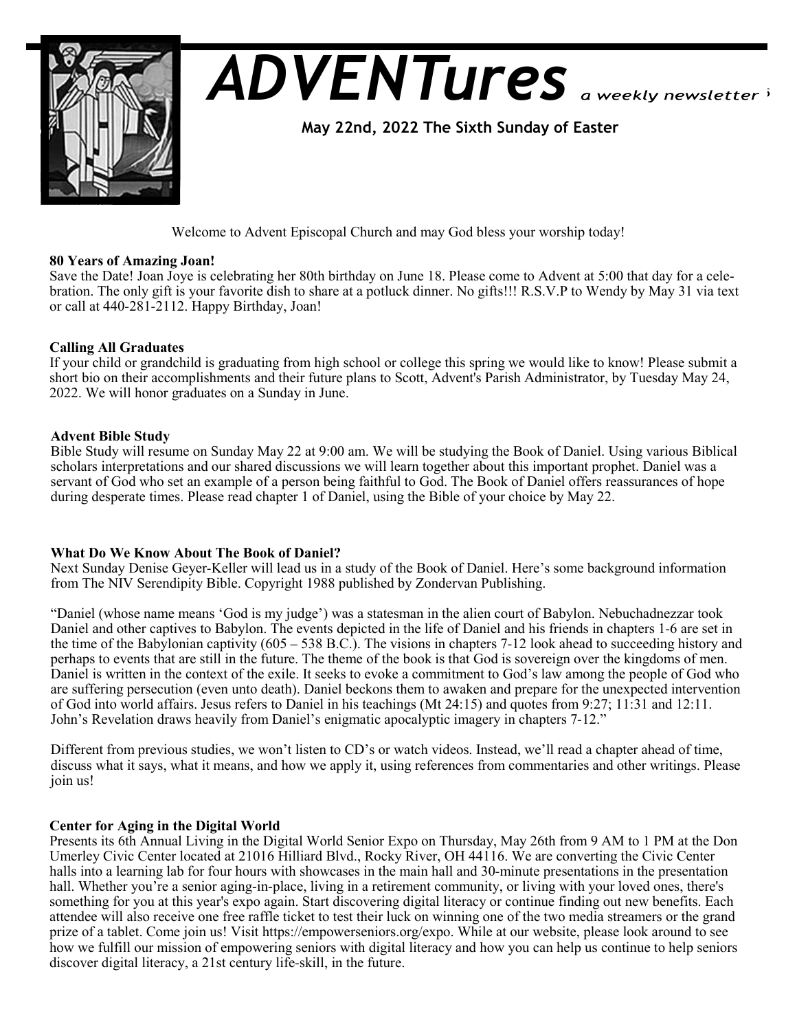# ADVENTures *a weekly newsletter*

**May 22nd, 2022 The Sixth Sunday of Easter**

Welcome to Advent Episcopal Church and may God bless your worship today!

**80 Years of Amazing Joan!**

Save the Date! Joan Joye is celebrating her 80th birthday on June 18. Please come to Advent at 5:00 that day for a celebration. The only gift is your favorite dish to share at a potluck dinner. No gifts!!! R.S.V.P to Wendy by May 31 via text or call at 440-281-2112. Happy Birthday, Joan!

**Calling All Graduates**

If your child or grandchild is graduating from high school or college this spring we would like to know! Please submit a short bio on their accomplishments and their future plans to Scott, Advent's Parish Administrator, by Tuesday May 24, 2022. We will honor graduates on a Sunday in June.

**Advent Bible Study**

Bible Study will resume on Sunday May 22 at 9:00 am. We will be studying the Book of Daniel. Using various Biblical scholars interpretations and our shared discussions we will learn together about this important prophet. Daniel was a servant of God who set an example of a person being faithful to God. The Book of Daniel offers reassurances of hope during desperate times. Please read chapter 1 of Daniel, using the Bible of your choice by May 22.

**What Do We Know About The Book of Daniel?**

Next Sunday Denise Geyer-Keller will lead us in a study of the Book of Daniel. Here's some background information from The NIV Serendipity Bible. Copyright 1988 published by Zondervan Publishing.

"Daniel (whose name means 'God is my judge') was a statesman in the alien court of Babylon. Nebuchadnezzar took Daniel and other captives to Babylon. The events depicted in the life of Daniel and his friends in chapters 1-6 are set in the time of the Babylonian captivity (605 – 538 B.C.). The visions in chapters 7-12 look ahead to succeeding history and perhaps to events that are still in the future. The theme of the book is that God is sovereign over the kingdoms of men. Daniel is written in the context of the exile. It seeks to evoke a commitment to God's law among the people of God who are suffering persecution (even unto death). Daniel beckons them to awaken and prepare for the unexpected intervention of God into world affairs. Jesus refers to Daniel in his teachings (Mt 24:15) and quotes from 9:27; 11:31 and 12:11. John's Revelation draws heavily from Daniel's enigmatic apocalyptic imagery in chapters 7-12."

Different from previous studies, we won't listen to CD's or watch videos. Instead, we'll read a chapter ahead of time, discuss what it says, what it means, and how we apply it, using references from commentaries and other writings. Please join us!

**Center for Aging in the Digital World**

Presents its 6th Annual Living in the Digital World Senior Expo on Thursday, May 26th from 9 AM to 1 PM at the Don Umerley Civic Center located at 21016 Hilliard Blvd., Rocky River, OH 44116. We are converting the Civic Center halls into a learning lab for four hours with showcases in the main hall and 30-minute presentations in the presentation hall. Whether you're a senior aging-in-place, living in a retirement community, or living with your loved ones, there's something for you at this year's expo again. Start discovering digital literacy or continue finding out new benefits. Each attendee will also receive one free raffle ticket to test their luck on winning one of the two media streamers or the grand prize of a tablet. Come join us! Visit https://empowerseniors.org/expo. While at our website, please look around to see how we fulfill our mission of empowering seniors with digital literacy and how you can help us continue to help seniors discover digital literacy, a 21st century life-skill, in the future.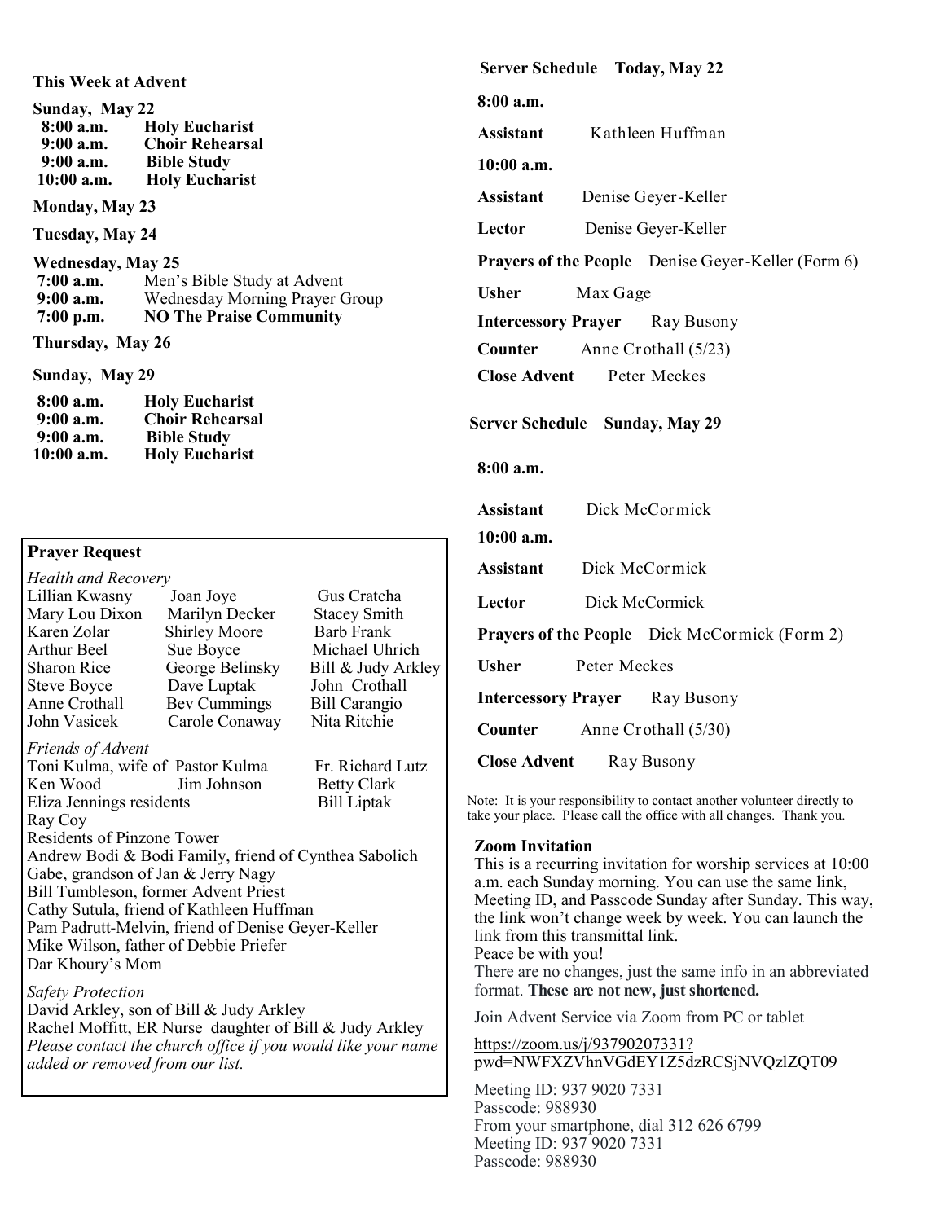**This Week at Advent**

**Sunday, May 22**

| | |
|---|---|
| **8:00 a.m.** | **Holy Eucharist** |
| **9:00 a.m.** | **Choir Rehearsal** |
| **9:00 a.m.** | **Bible Study** |
| **10:00 a.m.** | **Holy Eucharist** |

**Monday, May 23**

**Tuesday, May 24**

**Wednesday, May 25**

| | |
|---|---|
| **7:00 a.m.** | Men's Bible Study at Advent |
| **9:00 a.m.** | Wednesday Morning Prayer Group |
| **7:00 p.m.** | **NO The Praise Community** |

**Thursday, May 26**

**Sunday, May 29**

| | |
|---|---|
| **8:00 a.m.** | **Holy Eucharist** |
| **9:00 a.m.** | **Choir Rehearsal** |
| **9:00 a.m.** | **Bible Study** |
| **10:00 a.m.** | **Holy Eucharist** |

**Prayer Request**

*Health and Recovery*

| | | |
|---|---|---|
| Lillian Kwasny | Joan Joye | Gus Cratcha |
| Mary Lou Dixon | Marilyn Decker | Stacey Smith |
| Karen Zolar | Shirley Moore | Barb Frank |
| Arthur Beel | Sue Boyce | Michael Uhrich |
| Sharon Rice | George Belinsky | Bill & Judy Arkley |
| Steve Boyce | Dave Luptak | John Crothall |
| Anne Crothall | Bev Cummings | Bill Carangio |
| John Vasicek | Carole Conaway | Nita Ritchie |

*Friends of Advent*

Toni Kulma, wife of Pastor Kulma — Fr. Richard Lutz
Ken Wood — Jim Johnson — Betty Clark
Eliza Jennings residents — Bill Liptak
Ray Coy
Residents of Pinzone Tower
Andrew Bodi & Bodi Family, friend of Cynthea Sabolich
Gabe, grandson of Jan & Jerry Nagy
Bill Tumbleson, former Advent Priest
Cathy Sutula, friend of Kathleen Huffman
Pam Padrutt-Melvin, friend of Denise Geyer-Keller
Mike Wilson, father of Debbie Priefer
Dar Khoury's Mom

*Safety Protection*

David Arkley, son of Bill & Judy Arkley
Rachel Moffitt, ER Nurse daughter of Bill & Judy Arkley

*Please contact the church office if you would like your name added or removed from our list.*

**Server Schedule Today, May 22**

**8:00 a.m.**

**Assistant** Kathleen Huffman

**10:00 a.m.**

**Assistant** Denise Geyer-Keller

**Lector** Denise Geyer-Keller

**Prayers of the People** Denise Geyer-Keller (Form 6)

**Usher** Max Gage

**Intercessory Prayer** Ray Busony

**Counter** Anne Crothall (5/23)

**Close Advent** Peter Meckes

**Server Schedule Sunday, May 29**

**8:00 a.m.**

**Assistant** Dick McCormick

**10:00 a.m.**

**Assistant** Dick McCormick

**Lector** Dick McCormick

**Prayers of the People** Dick McCormick (Form 2)

**Usher** Peter Meckes

**Intercessory Prayer** Ray Busony

**Counter** Anne Crothall (5/30)

**Close Advent** Ray Busony

Note: It is your responsibility to contact another volunteer directly to take your place. Please call the office with all changes. Thank you.

**Zoom Invitation**

This is a recurring invitation for worship services at 10:00 a.m. each Sunday morning. You can use the same link, Meeting ID, and Passcode Sunday after Sunday. This way, the link won't change week by week. You can launch the link from this transmittal link.
Peace be with you!
There are no changes, just the same info in an abbreviated format. **These are not new, just shortened.**

Join Advent Service via Zoom from PC or tablet

https://zoom.us/j/93790207331?pwd=NWFXZVhnVGdEY1Z5dzRCSjNVQzlZQT09

Meeting ID: 937 9020 7331
Passcode: 988930
From your smartphone, dial 312 626 6799
Meeting ID: 937 9020 7331
Passcode: 988930